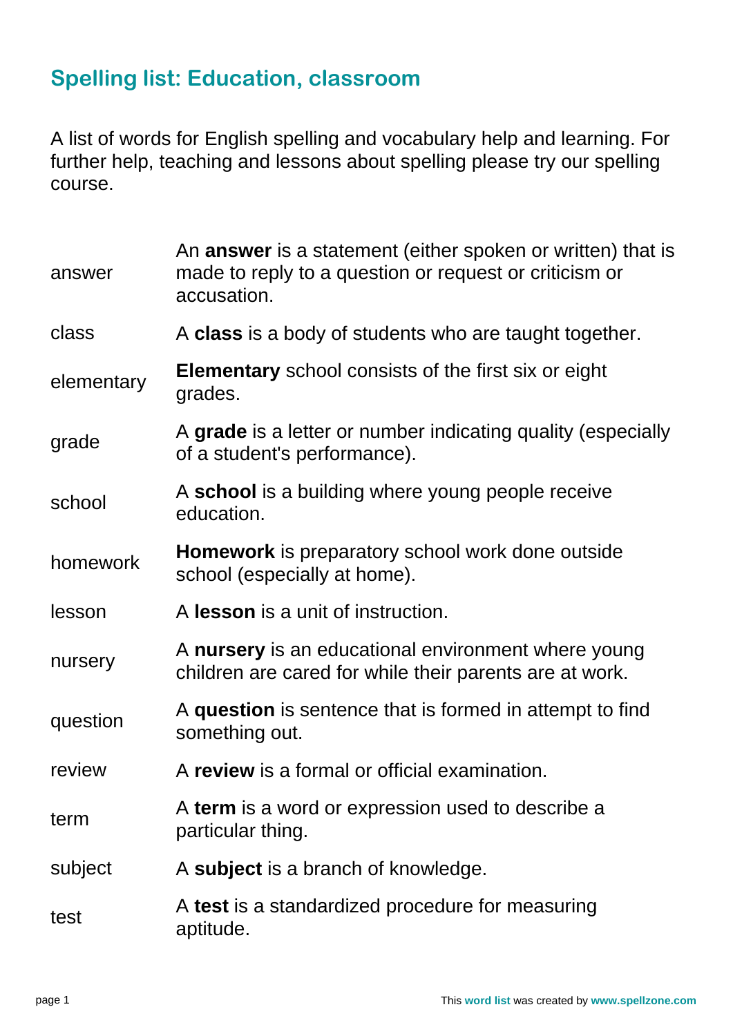## Spelling list: Education, classroom

A list of words for English spelling and vocabulary help and learning. For further help, teaching and lessons about spelling please try our spelling course.

| | |
|---|---|
| answer | An **answer** is a statement (either spoken or written) that is made to reply to a question or request or criticism or accusation. |
| class | A **class** is a body of students who are taught together. |
| elementary | **Elementary** school consists of the first six or eight grades. |
| grade | A **grade** is a letter or number indicating quality (especially of a student's performance). |
| school | A **school** is a building where young people receive education. |
| homework | **Homework** is preparatory school work done outside school (especially at home). |
| lesson | A **lesson** is a unit of instruction. |
| nursery | A **nursery** is an educational environment where young children are cared for while their parents are at work. |
| question | A **question** is sentence that is formed in attempt to find something out. |
| review | A **review** is a formal or official examination. |
| term | A **term** is a word or expression used to describe a particular thing. |
| subject | A **subject** is a branch of knowledge. |
| test | A **test** is a standardized procedure for measuring aptitude. |

This **word list** was created by **www.spellzone.com**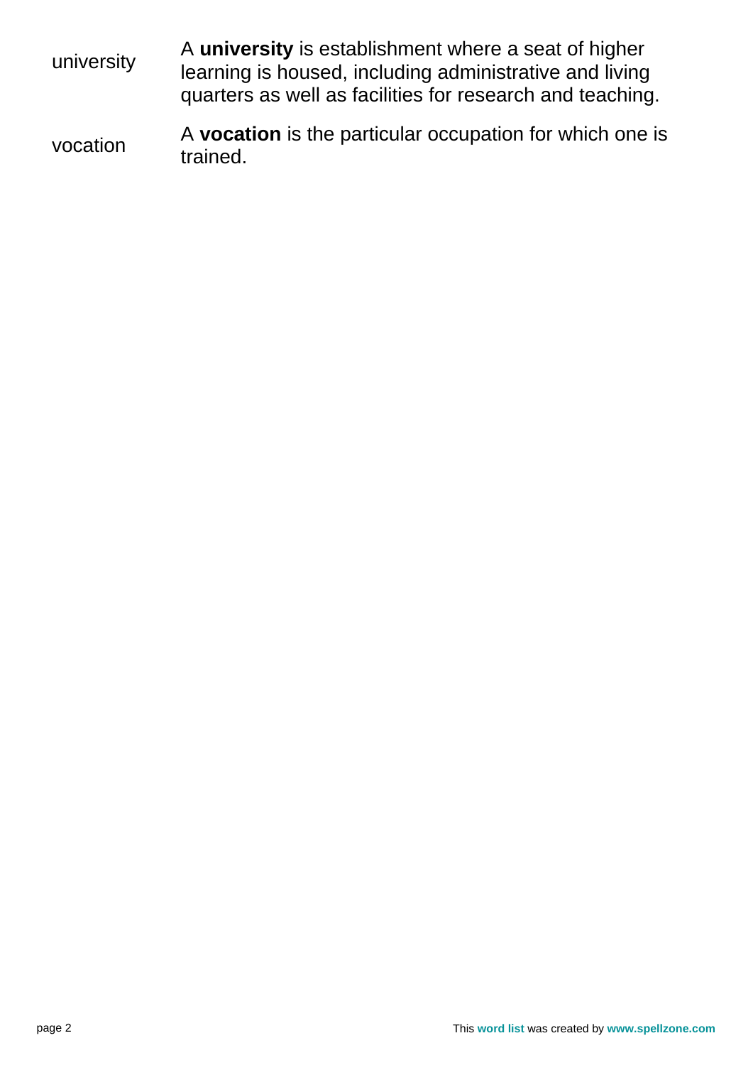| | |
|---|---|
| university | A **university** is establishment where a seat of higher learning is housed, including administrative and living quarters as well as facilities for research and teaching. |
| vocation | A **vocation** is the particular occupation for which one is trained. |

This **word list** was created by **www.spellzone.com**